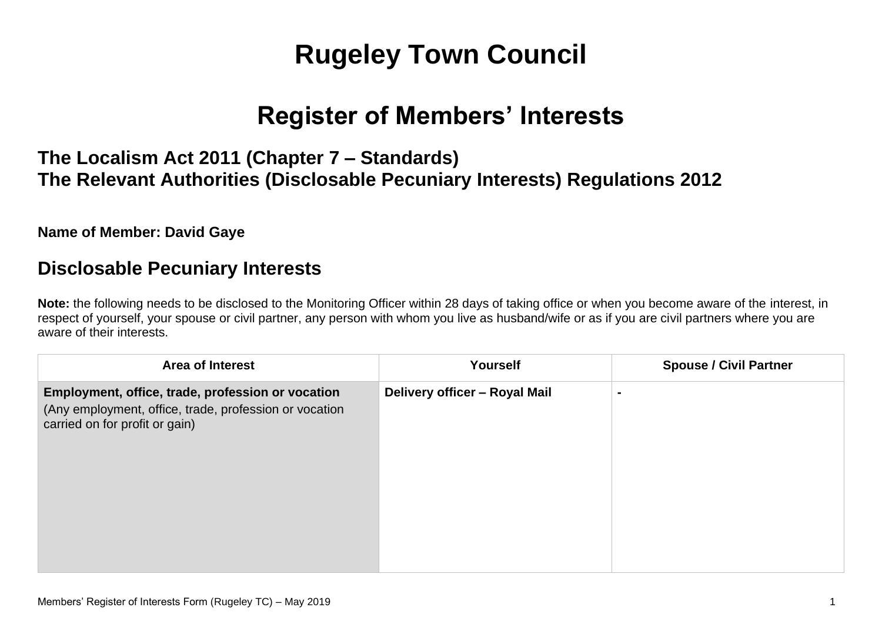# Rugeley Town Council

# Register of Members' Interests

### The Localism Act 2011 (Chapter 7 – Standards)
### The Relevant Authorities (Disclosable Pecuniary Interests) Regulations 2012

**Name of Member: David Gaye**

## Disclosable Pecuniary Interests

**Note:** the following needs to be disclosed to the Monitoring Officer within 28 days of taking office or when you become aware of the interest, in respect of yourself, your spouse or civil partner, any person with whom you live as husband/wife or as if you are civil partners where you are aware of their interests.

| Area of Interest | Yourself | Spouse / Civil Partner |
|---|---|---|
| **Employment, office, trade, profession or vocation** (Any employment, office, trade, profession or vocation carried on for profit or gain) | **Delivery officer – Royal Mail** | **-** |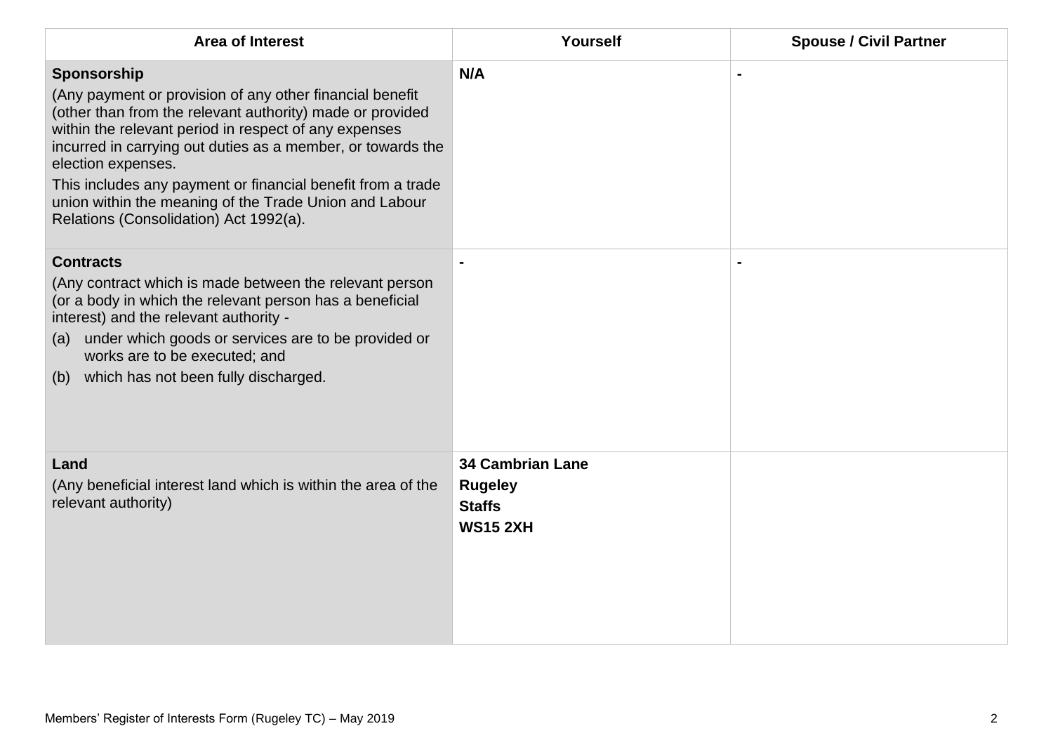| Area of Interest | Yourself | Spouse / Civil Partner |
|---|---|---|
| **Sponsorship**<br>(Any payment or provision of any other financial benefit (other than from the relevant authority) made or provided within the relevant period in respect of any expenses incurred in carrying out duties as a member, or towards the election expenses.<br>This includes any payment or financial benefit from a trade union within the meaning of the Trade Union and Labour Relations (Consolidation) Act 1992(a). | **N/A** | **-** |
| **Contracts**<br>(Any contract which is made between the relevant person (or a body in which the relevant person has a beneficial interest) and the relevant authority -<br>(a) under which goods or services are to be provided or works are to be executed; and<br>(b) which has not been fully discharged. | **-** | **-** |
| **Land**<br>(Any beneficial interest land which is within the area of the relevant authority) | **34 Cambrian Lane**<br>**Rugeley**<br>**Staffs**<br>**WS15 2XH** | |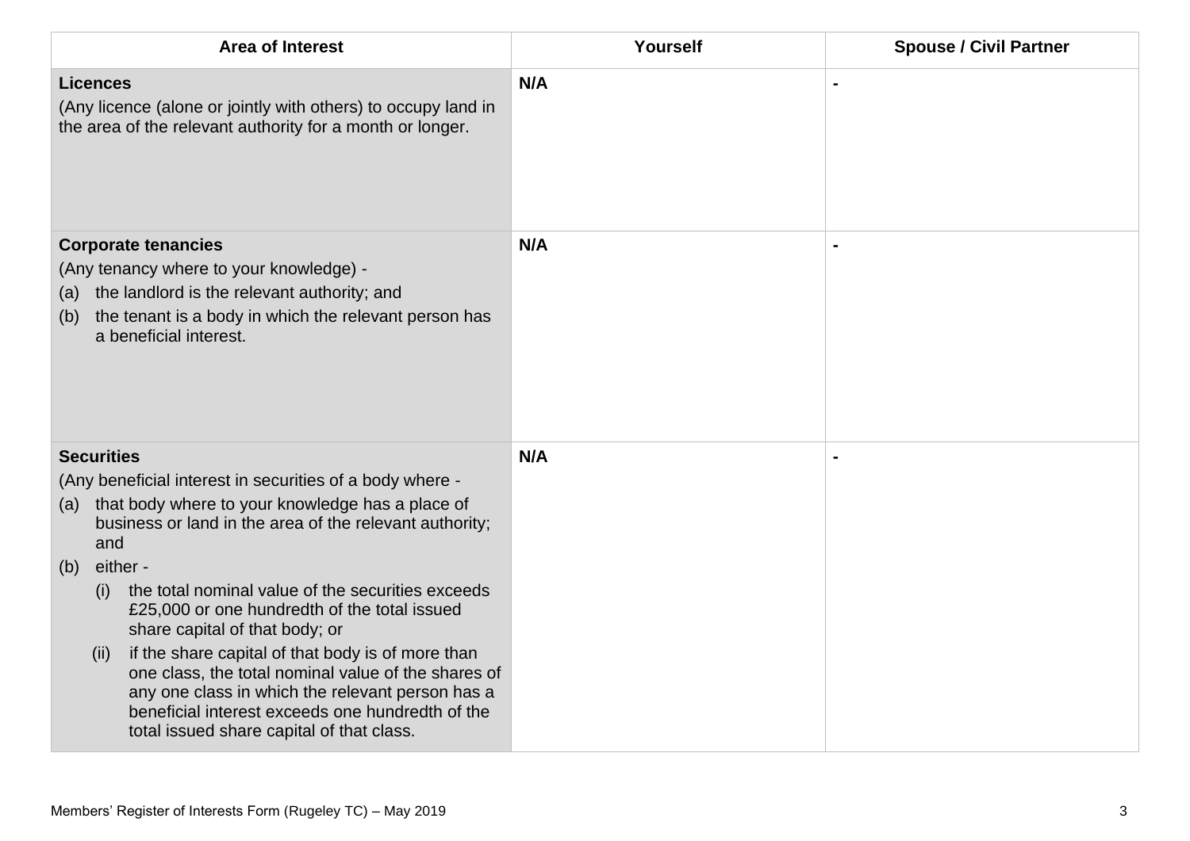| Area of Interest | Yourself | Spouse / Civil Partner |
|---|---|---|
| **Licences**<br>(Any licence (alone or jointly with others) to occupy land in the area of the relevant authority for a month or longer. | **N/A** | **-** |
| **Corporate tenancies**<br>(Any tenancy where to your knowledge) -<br>(a) the landlord is the relevant authority; and<br>(b) the tenant is a body in which the relevant person has a beneficial interest. | **N/A** | **-** |
| **Securities**<br>(Any beneficial interest in securities of a body where -<br>(a) that body where to your knowledge has a place of business or land in the area of the relevant authority; and<br>(b) either -<br>(i) the total nominal value of the securities exceeds £25,000 or one hundredth of the total issued share capital of that body; or<br>(ii) if the share capital of that body is of more than one class, the total nominal value of the shares of any one class in which the relevant person has a beneficial interest exceeds one hundredth of the total issued share capital of that class. | **N/A** | **-** |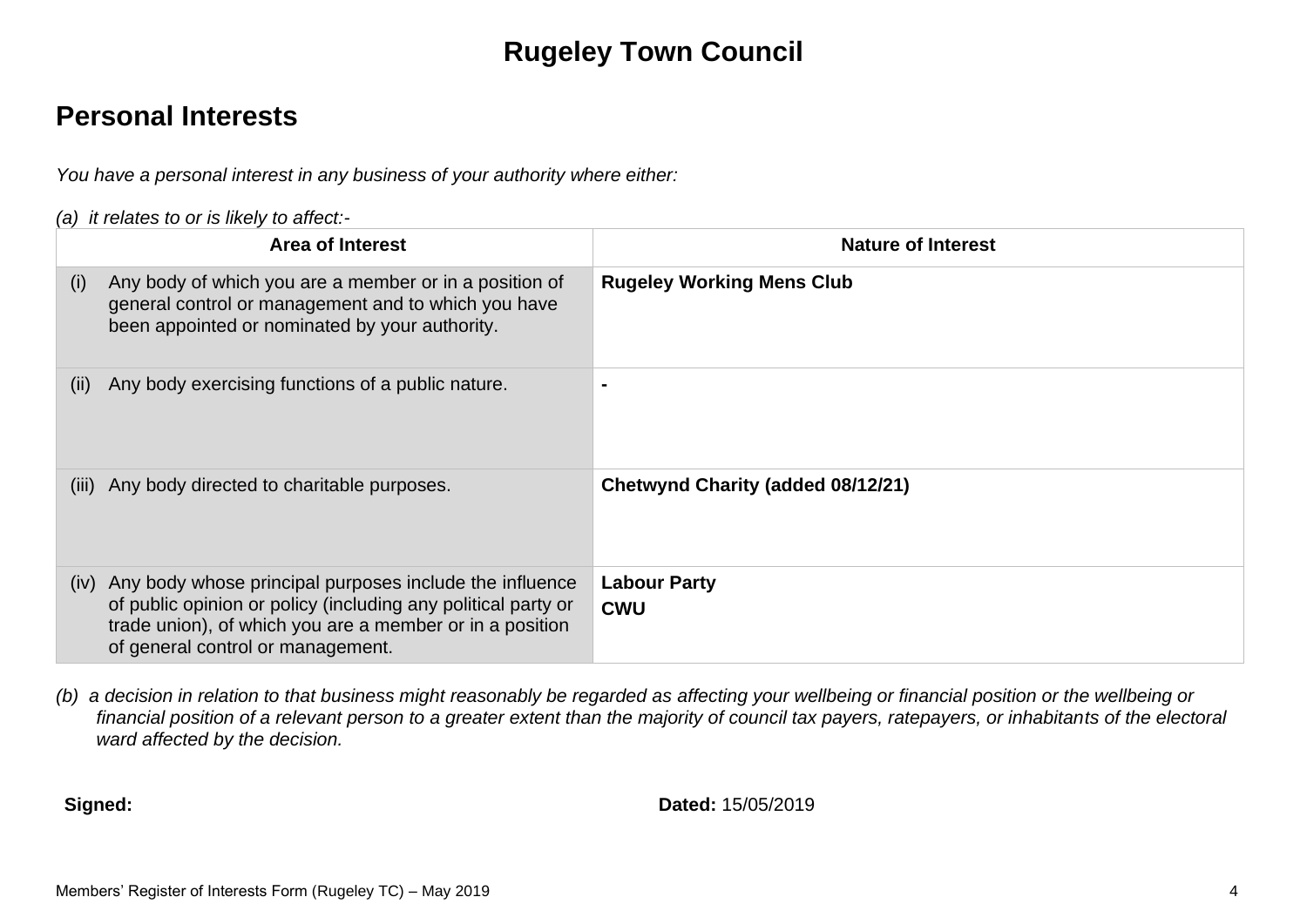# Rugeley Town Council

## Personal Interests

*You have a personal interest in any business of your authority where either:*

*(a) it relates to or is likely to affect:-*

| Area of Interest | Nature of Interest |
| --- | --- |
| (i) Any body of which you are a member or in a position of general control or management and to which you have been appointed or nominated by your authority. | **Rugeley Working Mens Club** |
| (ii) Any body exercising functions of a public nature. | **-** |
| (iii) Any body directed to charitable purposes. | **Chetwynd Charity (added 08/12/21)** |
| (iv) Any body whose principal purposes include the influence of public opinion or policy (including any political party or trade union), of which you are a member or in a position of general control or management. | **Labour Party**<br>**CWU** |

*(b) a decision in relation to that business might reasonably be regarded as affecting your wellbeing or financial position or the wellbeing or financial position of a relevant person to a greater extent than the majority of council tax payers, ratepayers, or inhabitants of the electoral ward affected by the decision.*

**Signed:**

**Dated:** 15/05/2019

Members' Register of Interests Form (Rugeley TC) – May 2019